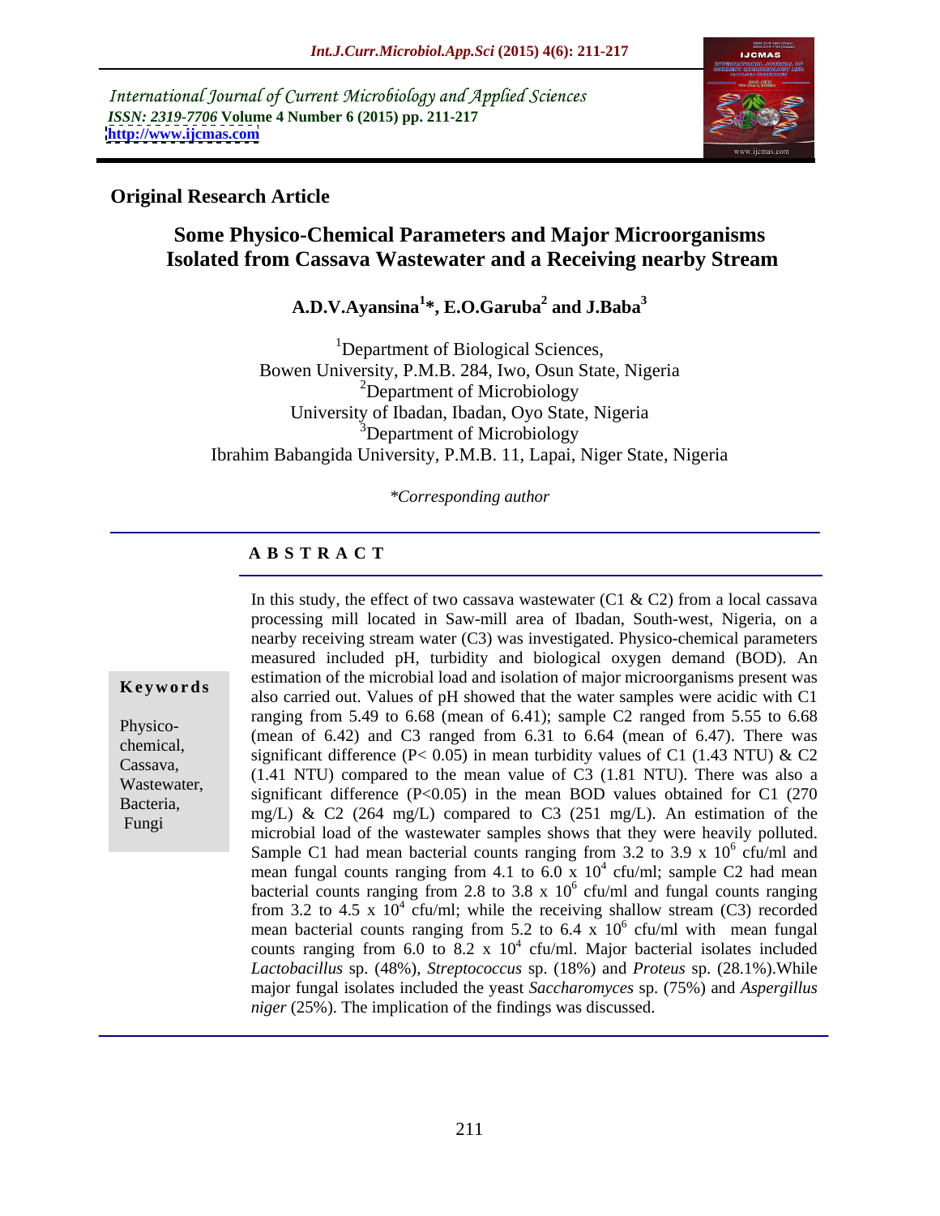International Journal of Current Microbiology and Applied Sciences
*ISSN: 2319-7706* **Volume 4 Number 6 (2015) pp. 211-217**
**http://www.ijcmas.com**

**Original Research Article**

# Some Physico-Chemical Parameters and Major Microorganisms Isolated from Cassava Wastewater and a Receiving nearby Stream

**A.D.V.Ayansina[1]*, E.O.Garuba[2] and J.Baba[3]**

[1]Department of Biological Sciences,
Bowen University, P.M.B. 284, Iwo, Osun State, Nigeria
[2]Department of Microbiology
University of Ibadan, Ibadan, Oyo State, Nigeria
[3]Department of Microbiology
Ibrahim Babangida University, P.M.B. 11, Lapai, Niger State, Nigeria

*\*Corresponding author*

## A B S T R A C T

**Keywords**

Physico-chemical, Cassava, Wastewater, Bacteria, Fungi

In this study, the effect of two cassava wastewater (C1 & C2) from a local cassava processing mill located in Saw-mill area of Ibadan, South-west, Nigeria, on a nearby receiving stream water (C3) was investigated. Physico-chemical parameters measured included pH, turbidity and biological oxygen demand (BOD). An estimation of the microbial load and isolation of major microorganisms present was also carried out. Values of pH showed that the water samples were acidic with C1 ranging from 5.49 to 6.68 (mean of 6.41); sample C2 ranged from 5.55 to 6.68 (mean of 6.42) and C3 ranged from 6.31 to 6.64 (mean of 6.47). There was significant difference ($P < 0.05$) in mean turbidity values of C1 (1.43 NTU) & C2 (1.41 NTU) compared to the mean value of C3 (1.81 NTU). There was also a significant difference ($P<0.05$) in the mean BOD values obtained for C1 (270 mg/L) & C2 (264 mg/L) compared to C3 (251 mg/L). An estimation of the microbial load of the wastewater samples shows that they were heavily polluted. Sample C1 had mean bacterial counts ranging from 3.2 to 3.9 x $10^6$ cfu/ml and mean fungal counts ranging from 4.1 to 6.0 x $10^4$ cfu/ml; sample C2 had mean bacterial counts ranging from 2.8 to 3.8 x $10^6$ cfu/ml and fungal counts ranging from 3.2 to 4.5 x $10^4$ cfu/ml; while the receiving shallow stream (C3) recorded mean bacterial counts ranging from 5.2 to 6.4 x $10^6$ cfu/ml with mean fungal counts ranging from 6.0 to 8.2 x $10^4$ cfu/ml. Major bacterial isolates included *Lactobacillus* sp. (48%), *Streptococcus* sp. (18%) and *Proteus* sp. (28.1%).While major fungal isolates included the yeast *Saccharomyces* sp. (75%) and *Aspergillus niger* (25%). The implication of the findings was discussed.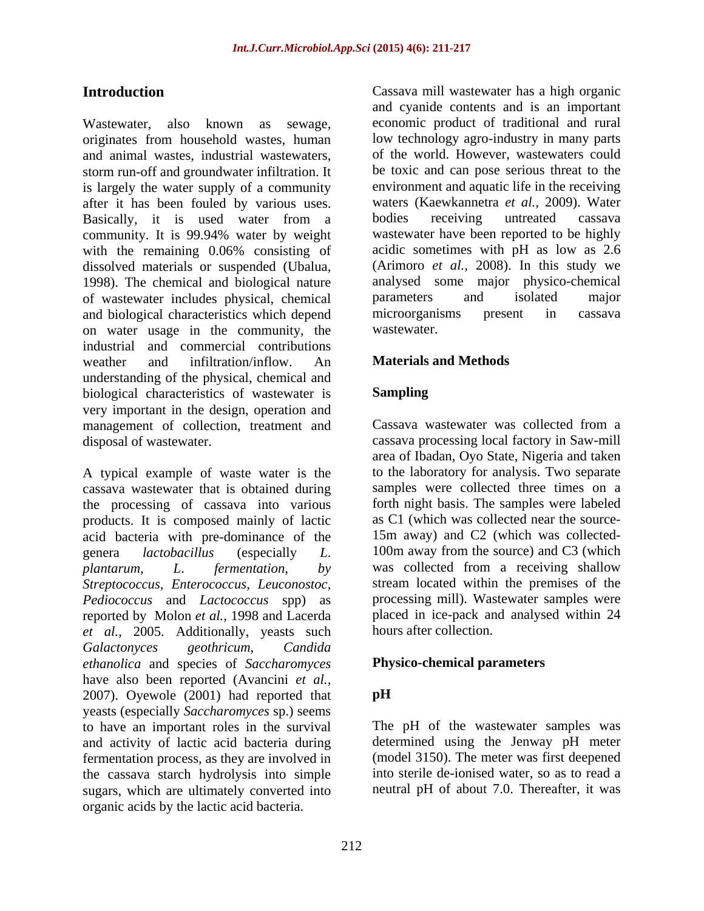## Introduction

Wastewater, also known as sewage, originates from household wastes, human and animal wastes, industrial wastewaters, storm run-off and groundwater infiltration. It is largely the water supply of a community after it has been fouled by various uses. Basically, it is used water from a community. It is 99.94% water by weight with the remaining 0.06% consisting of dissolved materials or suspended (Ubalua, 1998). The chemical and biological nature of wastewater includes physical, chemical and biological characteristics which depend on water usage in the community, the industrial and commercial contributions weather and infiltration/inflow. An understanding of the physical, chemical and biological characteristics of wastewater is very important in the design, operation and management of collection, treatment and disposal of wastewater.

A typical example of waste water is the cassava wastewater that is obtained during the processing of cassava into various products. It is composed mainly of lactic acid bacteria with pre-dominance of the genera *lactobacillus* (especially *L. plantarum, L. fermentation, by Streptococcus, Enterococcus, Leuconostoc, Pediococcus* and *Lactococcus* spp) as reported by Molon *et al.,* 1998 and Lacerda *et al.,* 2005. Additionally, yeasts such *Galactonyces geothricum*, *Candida ethanolica* and species of *Saccharomyces* have also been reported (Avancini *et al.,* 2007). Oyewole (2001) had reported that yeasts (especially *Saccharomyces* sp.) seems to have an important roles in the survival and activity of lactic acid bacteria during fermentation process, as they are involved in the cassava starch hydrolysis into simple sugars, which are ultimately converted into organic acids by the lactic acid bacteria.

Cassava mill wastewater has a high organic and cyanide contents and is an important economic product of traditional and rural low technology agro-industry in many parts of the world. However, wastewaters could be toxic and can pose serious threat to the environment and aquatic life in the receiving waters (Kaewkannetra *et al.,* 2009). Water bodies receiving untreated cassava wastewater have been reported to be highly acidic sometimes with pH as low as 2.6 (Arimoro *et al.,* 2008). In this study we analysed some major physico-chemical parameters and isolated major microorganisms present in cassava wastewater.

## Materials and Methods

### Sampling

Cassava wastewater was collected from a cassava processing local factory in Saw-mill area of Ibadan, Oyo State, Nigeria and taken to the laboratory for analysis. Two separate samples were collected three times on a forth night basis. The samples were labeled as C1 (which was collected near the source-15m away) and C2 (which was collected-100m away from the source) and C3 (which was collected from a receiving shallow stream located within the premises of the processing mill). Wastewater samples were placed in ice-pack and analysed within 24 hours after collection.

### Physico-chemical parameters

#### pH

The pH of the wastewater samples was determined using the Jenway pH meter (model 3150). The meter was first deepened into sterile de-ionised water, so as to read a neutral pH of about 7.0. Thereafter, it was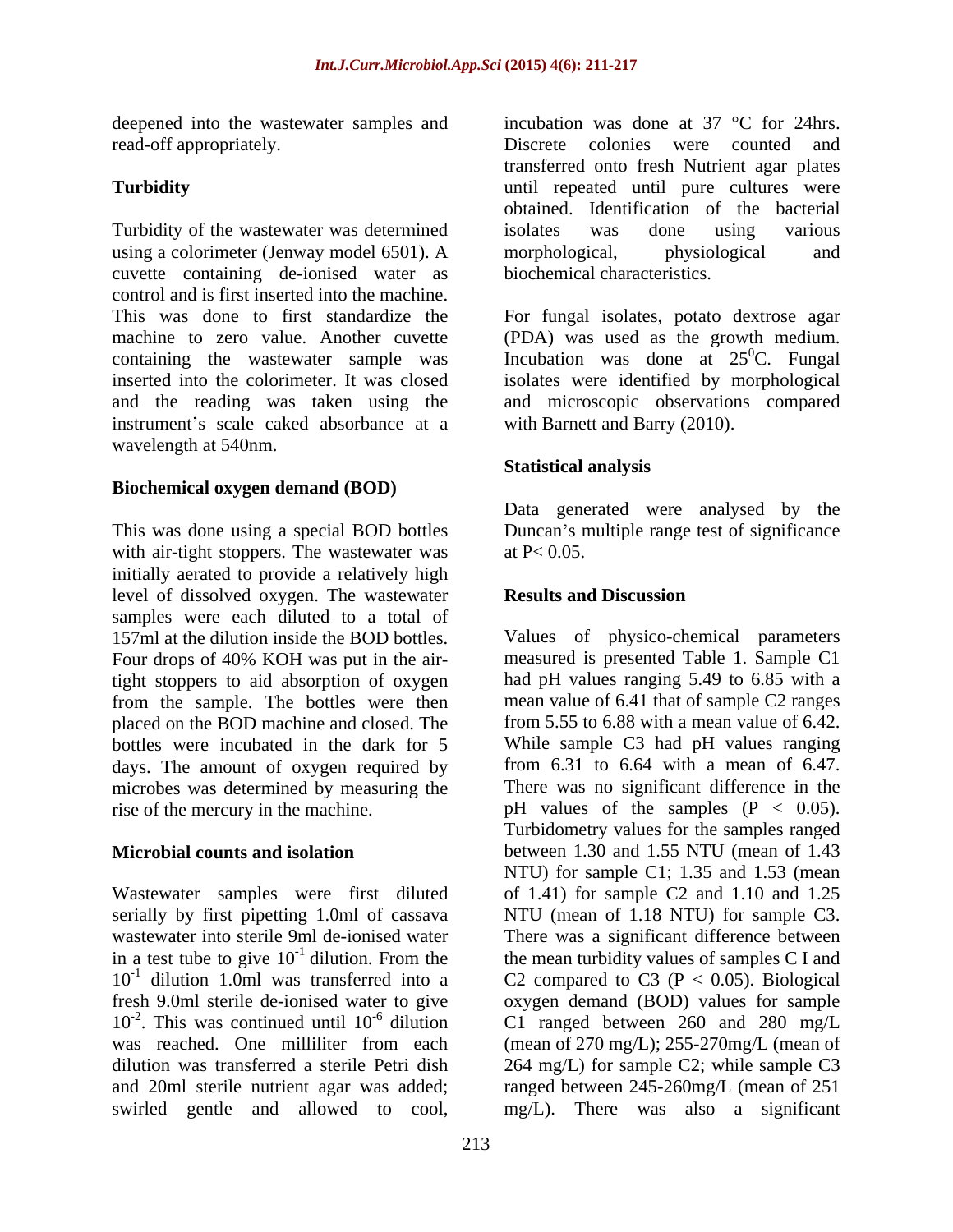deepened into the wastewater samples and read-off appropriately.

## Turbidity

Turbidity of the wastewater was determined using a colorimeter (Jenway model 6501). A cuvette containing de-ionised water as control and is first inserted into the machine. This was done to first standardize the machine to zero value. Another cuvette containing the wastewater sample was inserted into the colorimeter. It was closed and the reading was taken using the instrument's scale caked absorbance at a wavelength at 540nm.

## Biochemical oxygen demand (BOD)

This was done using a special BOD bottles with air-tight stoppers. The wastewater was initially aerated to provide a relatively high level of dissolved oxygen. The wastewater samples were each diluted to a total of 157ml at the dilution inside the BOD bottles. Four drops of 40% KOH was put in the air-tight stoppers to aid absorption of oxygen from the sample. The bottles were then placed on the BOD machine and closed. The bottles were incubated in the dark for 5 days. The amount of oxygen required by microbes was determined by measuring the rise of the mercury in the machine.

## Microbial counts and isolation

Wastewater samples were first diluted serially by first pipetting 1.0ml of cassava wastewater into sterile 9ml de-ionised water in a test tube to give $10^{-1}$ dilution. From the $10^{-1}$ dilution 1.0ml was transferred into a fresh 9.0ml sterile de-ionised water to give $10^{-2}$. This was continued until $10^{-6}$ dilution was reached. One milliliter from each dilution was transferred a sterile Petri dish and 20ml sterile nutrient agar was added; swirled gentle and allowed to cool, incubation was done at 37 °C for 24hrs. Discrete colonies were counted and transferred onto fresh Nutrient agar plates until repeated until pure cultures were obtained. Identification of the bacterial isolates was done using various morphological, physiological and biochemical characteristics.

For fungal isolates, potato dextrose agar (PDA) was used as the growth medium. Incubation was done at $25^0$C. Fungal isolates were identified by morphological and microscopic observations compared with Barnett and Barry (2010).

## Statistical analysis

Data generated were analysed by the Duncan's multiple range test of significance at $P< 0.05$.

## Results and Discussion

Values of physico-chemical parameters measured is presented Table 1. Sample C1 had pH values ranging 5.49 to 6.85 with a mean value of 6.41 that of sample C2 ranges from 5.55 to 6.88 with a mean value of 6.42. While sample C3 had pH values ranging from 6.31 to 6.64 with a mean of 6.47. There was no significant difference in the pH values of the samples ($P < 0.05$). Turbidometry values for the samples ranged between 1.30 and 1.55 NTU (mean of 1.43 NTU) for sample C1; 1.35 and 1.53 (mean of 1.41) for sample C2 and 1.10 and 1.25 NTU (mean of 1.18 NTU) for sample C3. There was a significant difference between the mean turbidity values of samples C I and C2 compared to C3 ($P < 0.05$). Biological oxygen demand (BOD) values for sample C1 ranged between 260 and 280 mg/L (mean of 270 mg/L); 255-270mg/L (mean of 264 mg/L) for sample C2; while sample C3 ranged between 245-260mg/L (mean of 251 mg/L). There was also a significant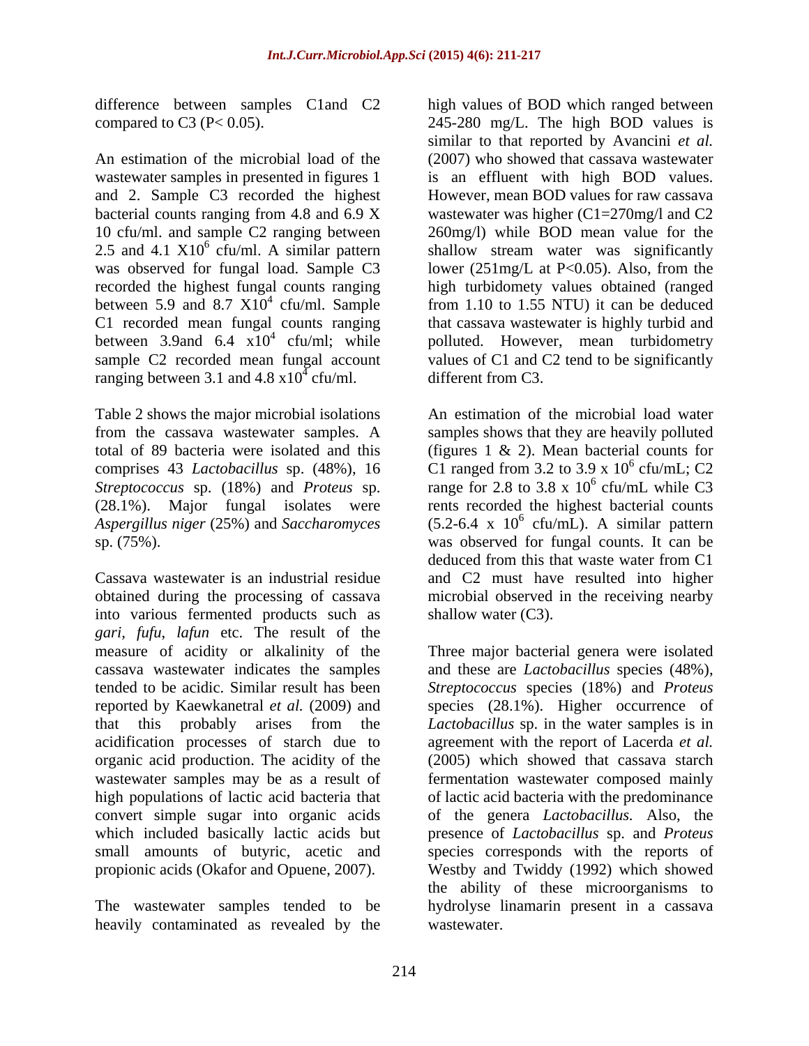difference between samples C1and C2 compared to C3 ($P< 0.05$).

An estimation of the microbial load of the wastewater samples in presented in figures 1 and 2. Sample C3 recorded the highest bacterial counts ranging from 4.8 and 6.9 X 10 cfu/ml. and sample C2 ranging between 2.5 and 4.1 $X10^6$ cfu/ml. A similar pattern was observed for fungal load. Sample C3 recorded the highest fungal counts ranging between 5.9 and 8.7 $X10^4$ cfu/ml. Sample C1 recorded mean fungal counts ranging between 3.9and 6.4 $x10^4$ cfu/ml; while sample C2 recorded mean fungal account ranging between 3.1 and 4.8 $x10^4$ cfu/ml.

Table 2 shows the major microbial isolations from the cassava wastewater samples. A total of 89 bacteria were isolated and this comprises 43 *Lactobacillus* sp. (48%), 16 *Streptococcus* sp. (18%) and *Proteus* sp. (28.1%). Major fungal isolates were *Aspergillus niger* (25%) and *Saccharomyces* sp. (75%).

Cassava wastewater is an industrial residue obtained during the processing of cassava into various fermented products such as *gari, fufu, lafun* etc. The result of the measure of acidity or alkalinity of the cassava wastewater indicates the samples tended to be acidic. Similar result has been reported by Kaewkanetral *et al.* (2009) and that this probably arises from the acidification processes of starch due to organic acid production. The acidity of the wastewater samples may be as a result of high populations of lactic acid bacteria that convert simple sugar into organic acids which included basically lactic acids but small amounts of butyric, acetic and propionic acids (Okafor and Opuene, 2007).

The wastewater samples tended to be heavily contaminated as revealed by the high values of BOD which ranged between 245-280 mg/L. The high BOD values is similar to that reported by Avancini *et al.* (2007) who showed that cassava wastewater is an effluent with high BOD values. However, mean BOD values for raw cassava wastewater was higher (C1=270mg/l and C2 260mg/l) while BOD mean value for the shallow stream water was significantly lower (251mg/L at $P<0.05$). Also, from the high turbidomety values obtained (ranged from 1.10 to 1.55 NTU) it can be deduced that cassava wastewater is highly turbid and polluted. However, mean turbidometry values of C1 and C2 tend to be significantly different from C3.

An estimation of the microbial load water samples shows that they are heavily polluted (figures 1 & 2). Mean bacterial counts for C1 ranged from 3.2 to 3.9 x $10^6$ cfu/mL; C2 range for 2.8 to 3.8 x $10^6$ cfu/mL while C3 rents recorded the highest bacterial counts (5.2-6.4 x $10^6$ cfu/mL). A similar pattern was observed for fungal counts. It can be deduced from this that waste water from C1 and C2 must have resulted into higher microbial observed in the receiving nearby shallow water (C3).

Three major bacterial genera were isolated and these are *Lactobacillus* species (48%), *Streptococcus* species (18%) and *Proteus* species (28.1%). Higher occurrence of *Lactobacillus* sp. in the water samples is in agreement with the report of Lacerda *et al.* (2005) which showed that cassava starch fermentation wastewater composed mainly of lactic acid bacteria with the predominance of the genera *Lactobacillus.* Also, the presence of *Lactobacillus* sp. and *Proteus* species corresponds with the reports of Westby and Twiddy (1992) which showed the ability of these microorganisms to hydrolyse linamarin present in a cassava wastewater.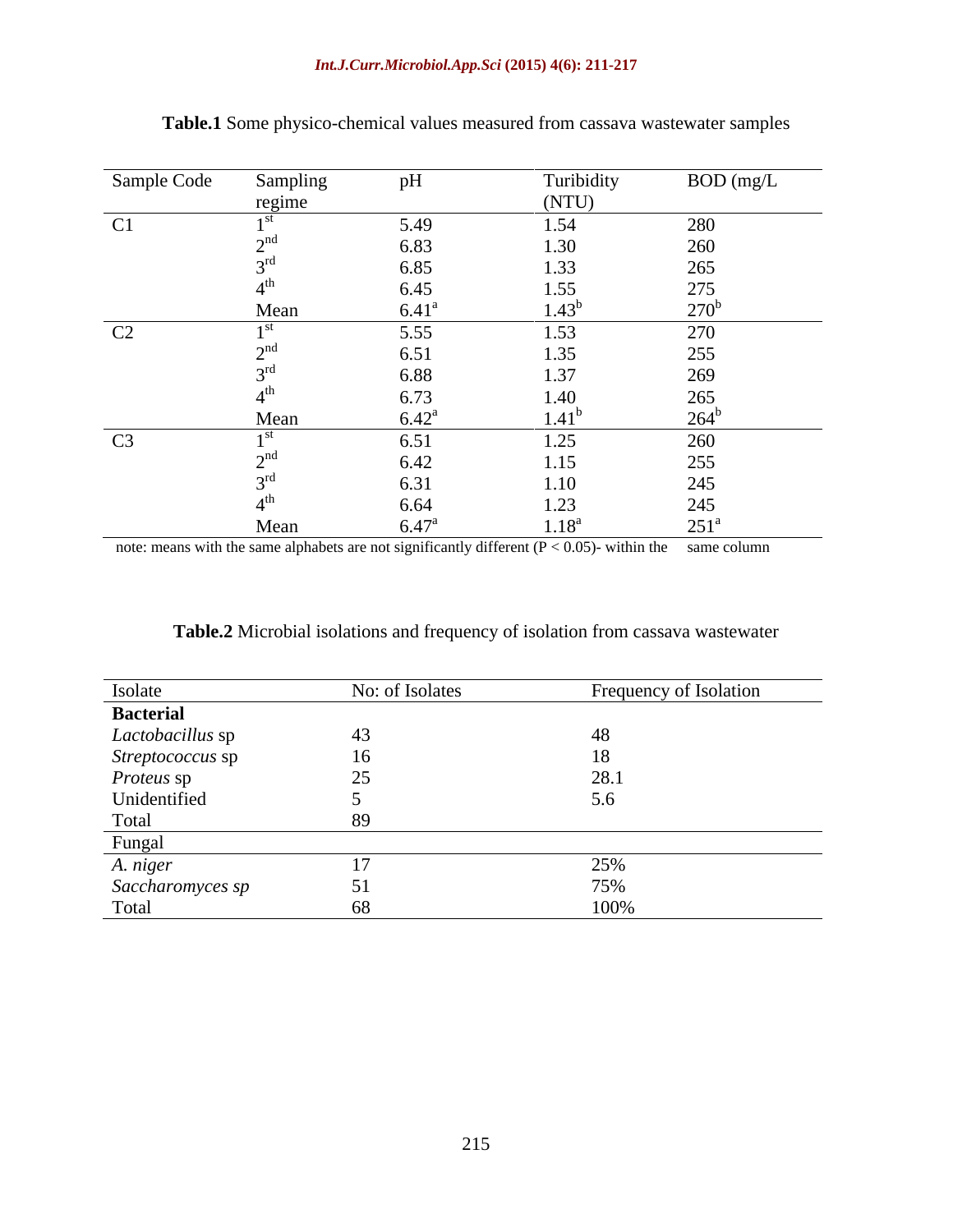**Table.1** Some physico-chemical values measured from cassava wastewater samples

| Sample Code | Sampling regime | pH | Turibidity (NTU) | BOD (mg/L |
|---|---|---|---|---|
| C1 | 1st | 5.49 | 1.54 | 280 |
| | 2nd | 6.83 | 1.30 | 260 |
| | 3rd | 6.85 | 1.33 | 265 |
| | 4th | 6.45 | 1.55 | 275 |
| | Mean | 6.41[a] | 1.43[b] | 270[b] |
| C2 | 1st | 5.55 | 1.53 | 270 |
| | 2nd | 6.51 | 1.35 | 255 |
| | 3rd | 6.88 | 1.37 | 269 |
| | 4th | 6.73 | 1.40 | 265 |
| | Mean | 6.42[a] | 1.41[b] | 264[b] |
| C3 | 1st | 6.51 | 1.25 | 260 |
| | 2nd | 6.42 | 1.15 | 255 |
| | 3rd | 6.31 | 1.10 | 245 |
| | 4th | 6.64 | 1.23 | 245 |
| | Mean | 6.47[a] | 1.18[a] | 251[a] |

note: means with the same alphabets are not significantly different ($P < 0.05$)- within the same column

**Table.2** Microbial isolations and frequency of isolation from cassava wastewater

| Isolate | No: of Isolates | Frequency of Isolation |
|---|---|---|
| **Bacterial** | | |
| *Lactobacillus* sp | 43 | 48 |
| *Streptococcus* sp | 16 | 18 |
| *Proteus* sp | 25 | 28.1 |
| Unidentified | 5 | 5.6 |
| Total | 89 | |
| Fungal | | |
| *A. niger* | 17 | 25% |
| *Saccharomyces sp* | 51 | 75% |
| Total | 68 | 100% |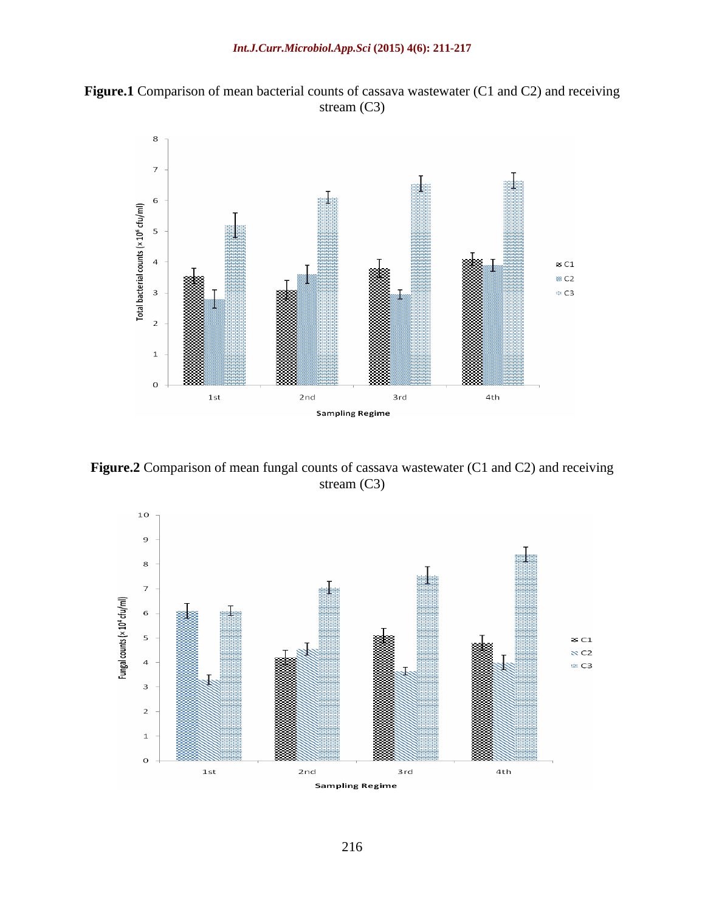**Figure.1** Comparison of mean bacterial counts of cassava wastewater (C1 and C2) and receiving stream (C3)

Total bacterial counts ($\times 10^6$ cfu/ml)

0
1
2
3
4
5
6
7
8

1st
2nd
3rd
4th

Sampling Regime

C1
C2
C3

**Figure.2** Comparison of mean fungal counts of cassava wastewater (C1 and C2) and receiving stream (C3)

Fungal counts ($\times 10^4$ cfu/ml)

0
1
2
3
4
5
6
7
8
9
10

1st
2nd
3rd
4th

Sampling Regime

C1
C2
C3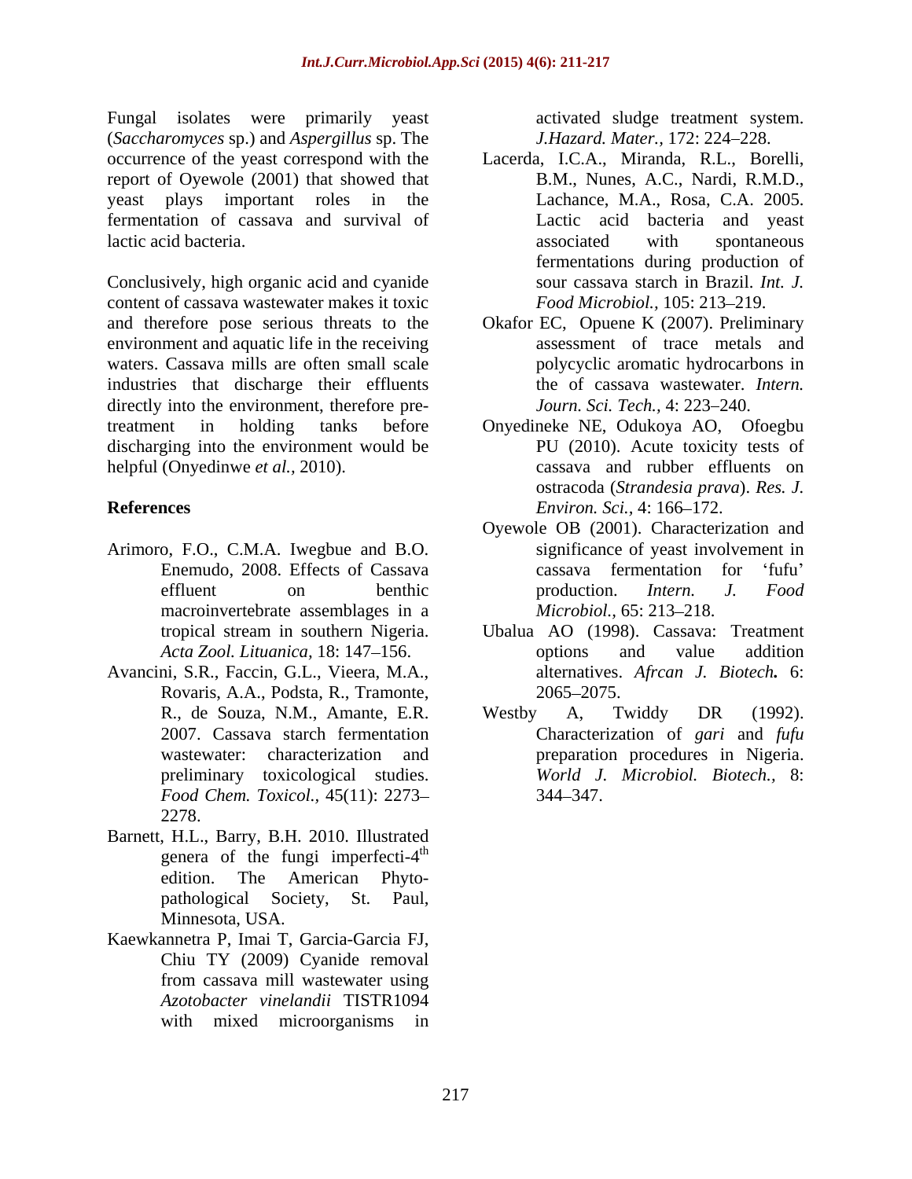Fungal isolates were primarily yeast (*Saccharomyces* sp.) and *Aspergillus* sp. The occurrence of the yeast correspond with the report of Oyewole (2001) that showed that yeast plays important roles in the fermentation of cassava and survival of lactic acid bacteria.

Conclusively, high organic acid and cyanide content of cassava wastewater makes it toxic and therefore pose serious threats to the environment and aquatic life in the receiving waters. Cassava mills are often small scale industries that discharge their effluents directly into the environment, therefore pre-treatment in holding tanks before discharging into the environment would be helpful (Onyedinwe *et al.,* 2010).

## References

Arimoro, F.O., C.M.A. Iwegbue and B.O. Enemudo, 2008. Effects of Cassava effluent on benthic macroinvertebrate assemblages in a tropical stream in southern Nigeria. *Acta Zool. Lituanica,* 18: 147–156.

Avancini, S.R., Faccin, G.L., Vieera, M.A., Rovaris, A.A., Podsta, R., Tramonte, R., de Souza, N.M., Amante, E.R. 2007. Cassava starch fermentation wastewater: characterization and preliminary toxicological studies. *Food Chem. Toxicol.,* 45(11): 2273–2278.

Barnett, H.L., Barry, B.H. 2010. Illustrated genera of the fungi imperfecti-4th edition. The American Phyto-pathological Society, St. Paul, Minnesota, USA.

Kaewkannetra P, Imai T, Garcia-Garcia FJ, Chiu TY (2009) Cyanide removal from cassava mill wastewater using *Azotobacter vinelandii* TISTR1094 with mixed microorganisms in activated sludge treatment system. *J.Hazard. Mater.,* 172: 224–228.

Lacerda, I.C.A., Miranda, R.L., Borelli, B.M., Nunes, A.C., Nardi, R.M.D., Lachance, M.A., Rosa, C.A. 2005. Lactic acid bacteria and yeast associated with spontaneous fermentations during production of sour cassava starch in Brazil. *Int. J. Food Microbiol.,* 105: 213–219.

Okafor EC, Opuene K (2007). Preliminary assessment of trace metals and polycyclic aromatic hydrocarbons in the of cassava wastewater. *Intern. Journ. Sci. Tech.,* 4: 223–240.

Onyedineke NE, Odukoya AO, Ofoegbu PU (2010). Acute toxicity tests of cassava and rubber effluents on ostracoda (*Strandesia prava*). *Res. J. Environ. Sci.,* 4: 166–172.

Oyewole OB (2001). Characterization and significance of yeast involvement in cassava fermentation for 'fufu' production. *Intern. J. Food Microbiol.,* 65: 213–218.

Ubalua AO (1998). Cassava: Treatment options and value addition alternatives. *Afrcan J. Biotech.* 6: 2065–2075.

Westby A, Twiddy DR (1992). Characterization of *gari* and *fufu* preparation procedures in Nigeria. *World J. Microbiol. Biotech.,* 8: 344–347.